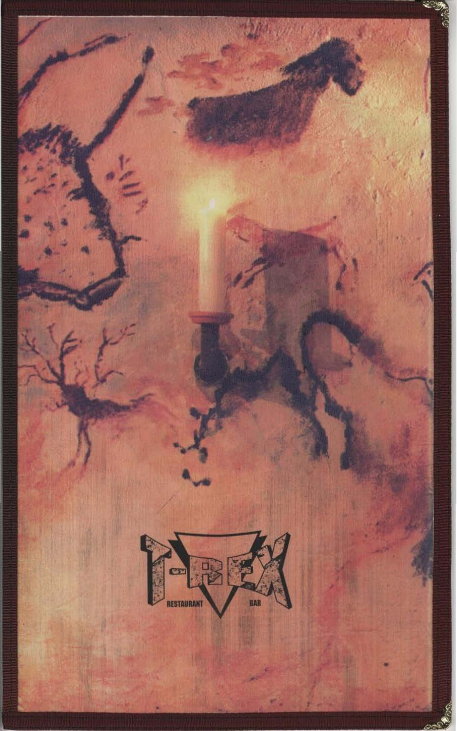T-REX

RESTAURANT BAR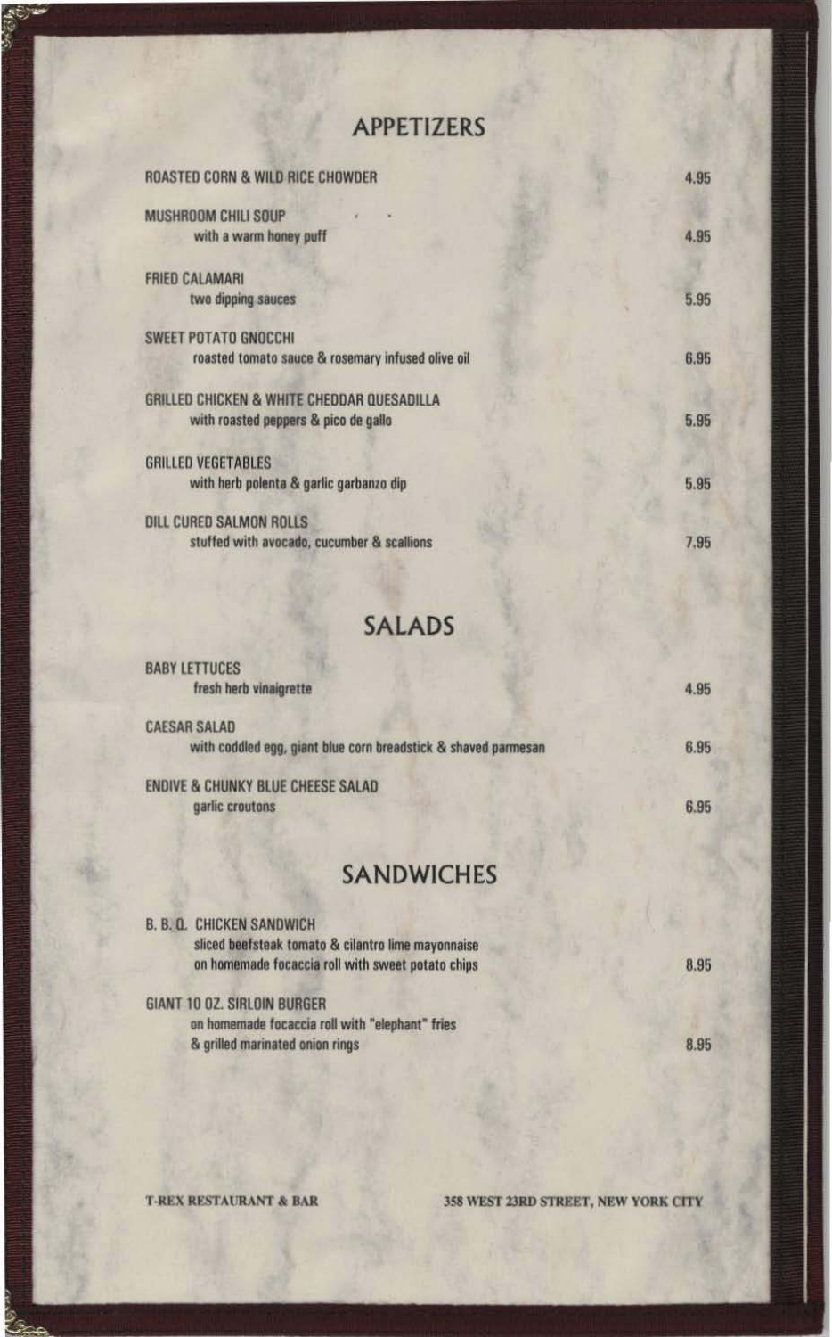## APPETIZERS

**ROASTED CORN & WILD RICE CHOWDER** — 4.95

**MUSHROOM CHILI SOUP**
with a warm honey puff — 4.95

**FRIED CALAMARI**
two dipping sauces — 5.95

**SWEET POTATO GNOCCHI**
roasted tomato sauce & rosemary infused olive oil — 6.95

**GRILLED CHICKEN & WHITE CHEDDAR QUESADILLA**
with roasted peppers & pico de gallo — 5.95

**GRILLED VEGETABLES**
with herb polenta & garlic garbanzo dip — 5.95

**DILL CURED SALMON ROLLS**
stuffed with avocado, cucumber & scallions — 7.95

## SALADS

**BABY LETTUCES**
fresh herb vinaigrette — 4.95

**CAESAR SALAD**
with coddled egg, giant blue corn breadstick & shaved parmesan — 6.95

**ENDIVE & CHUNKY BLUE CHEESE SALAD**
garlic croutons — 6.95

## SANDWICHES

**B. B. Q. CHICKEN SANDWICH**
sliced beefsteak tomato & cilantro lime mayonnaise
on homemade focaccia roll with sweet potato chips — 8.95

**GIANT 10 OZ. SIRLOIN BURGER**
on homemade focaccia roll with "elephant" fries
& grilled marinated onion rings — 8.95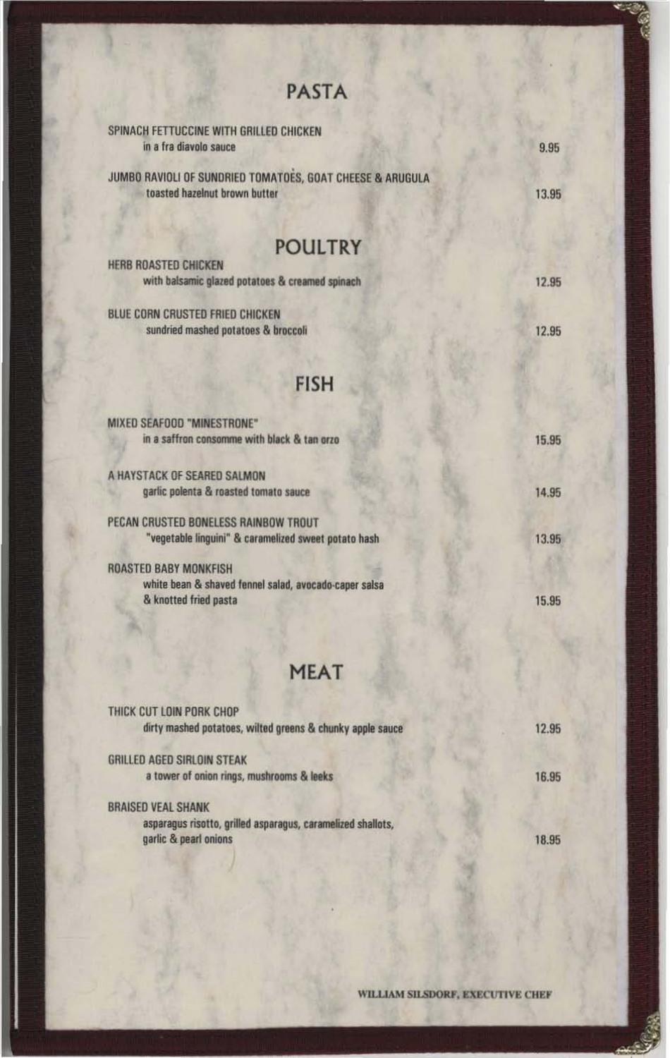## PASTA

SPINACH FETTUCCINE WITH GRILLED CHICKEN
in a fra diavolo sauce — 9.95

JUMBO RAVIOLI OF SUNDRIED TOMATOES, GOAT CHEESE & ARUGULA
toasted hazelnut brown butter — 13.95

## POULTRY

HERB ROASTED CHICKEN
with balsamic glazed potatoes & creamed spinach — 12.95

BLUE CORN CRUSTED FRIED CHICKEN
sundried mashed potatoes & broccoli — 12.95

## FISH

MIXED SEAFOOD "MINESTRONE"
in a saffron consomme with black & tan orzo — 15.95

A HAYSTACK OF SEARED SALMON
garlic polenta & roasted tomato sauce — 14.95

PECAN CRUSTED BONELESS RAINBOW TROUT
"vegetable linguini" & caramelized sweet potato hash — 13.95

ROASTED BABY MONKFISH
white bean & shaved fennel salad, avocado-caper salsa
& knotted fried pasta — 15.95

## MEAT

THICK CUT LOIN PORK CHOP
dirty mashed potatoes, wilted greens & chunky apple sauce — 12.95

GRILLED AGED SIRLOIN STEAK
a tower of onion rings, mushrooms & leeks — 16.95

BRAISED VEAL SHANK
asparagus risotto, grilled asparagus, caramelized shallots,
garlic & pearl onions — 18.95

WILLIAM SILSDORF, EXECUTIVE CHEF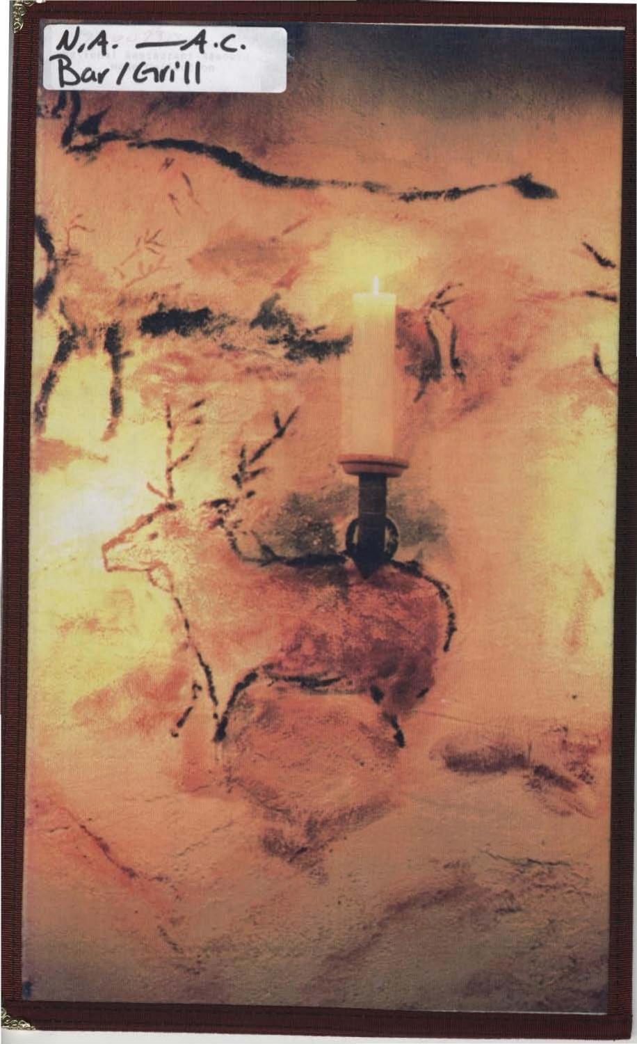N.A. — A.C.
Bar / Grill